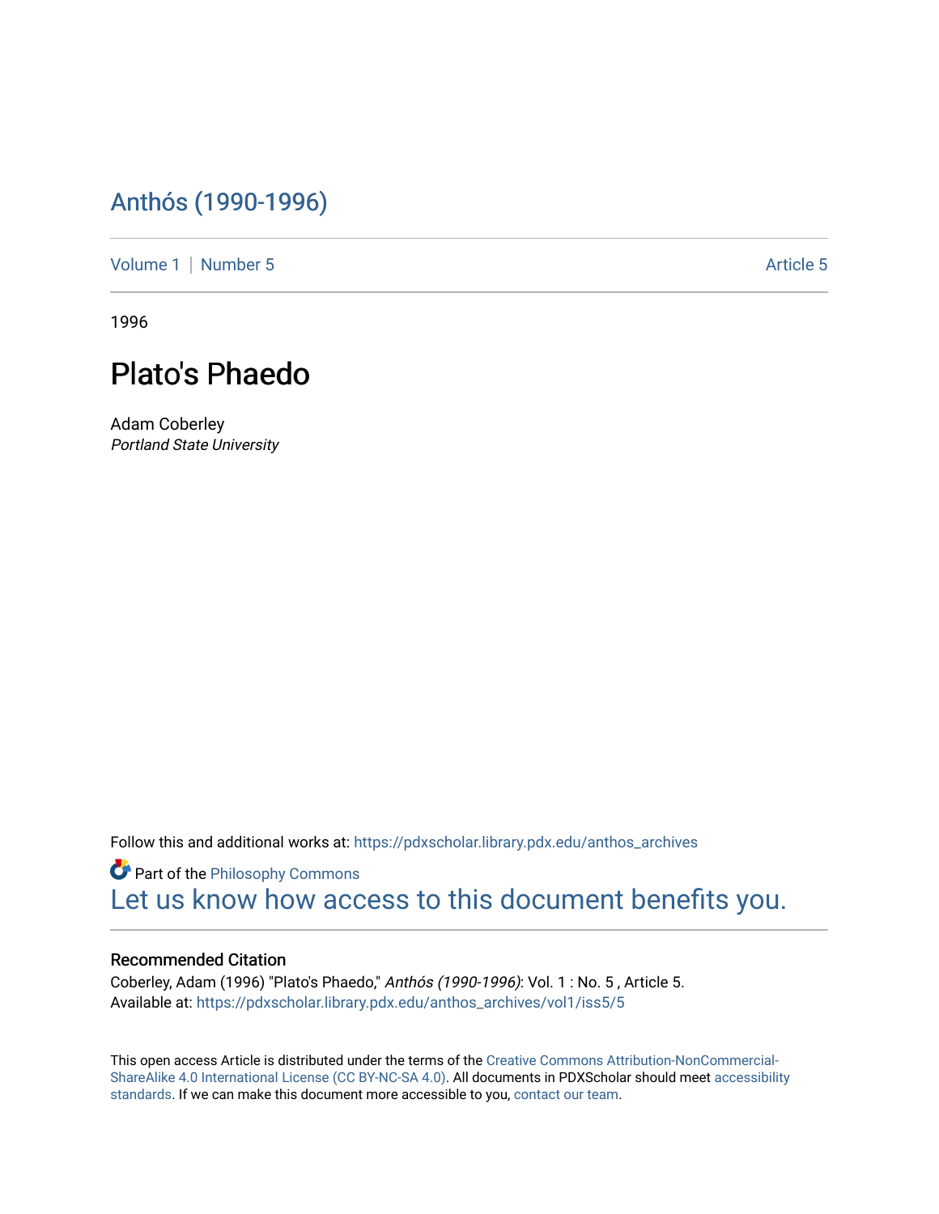# Anthós (1990-1996)

Volume 1 | Number 5 Article 5

1996

## Plato's Phaedo

Adam Coberley
*Portland State University*

Follow this and additional works at: https://pdxscholar.library.pdx.edu/anthos_archives

Part of the Philosophy Commons

Let us know how access to this document benefits you.

### Recommended Citation

Coberley, Adam (1996) "Plato's Phaedo," *Anthós (1990-1996)*: Vol. 1 : No. 5 , Article 5.
Available at: https://pdxscholar.library.pdx.edu/anthos_archives/vol1/iss5/5

This open access Article is distributed under the terms of the Creative Commons Attribution-NonCommercial-ShareAlike 4.0 International License (CC BY-NC-SA 4.0). All documents in PDXScholar should meet accessibility standards. If we can make this document more accessible to you, contact our team.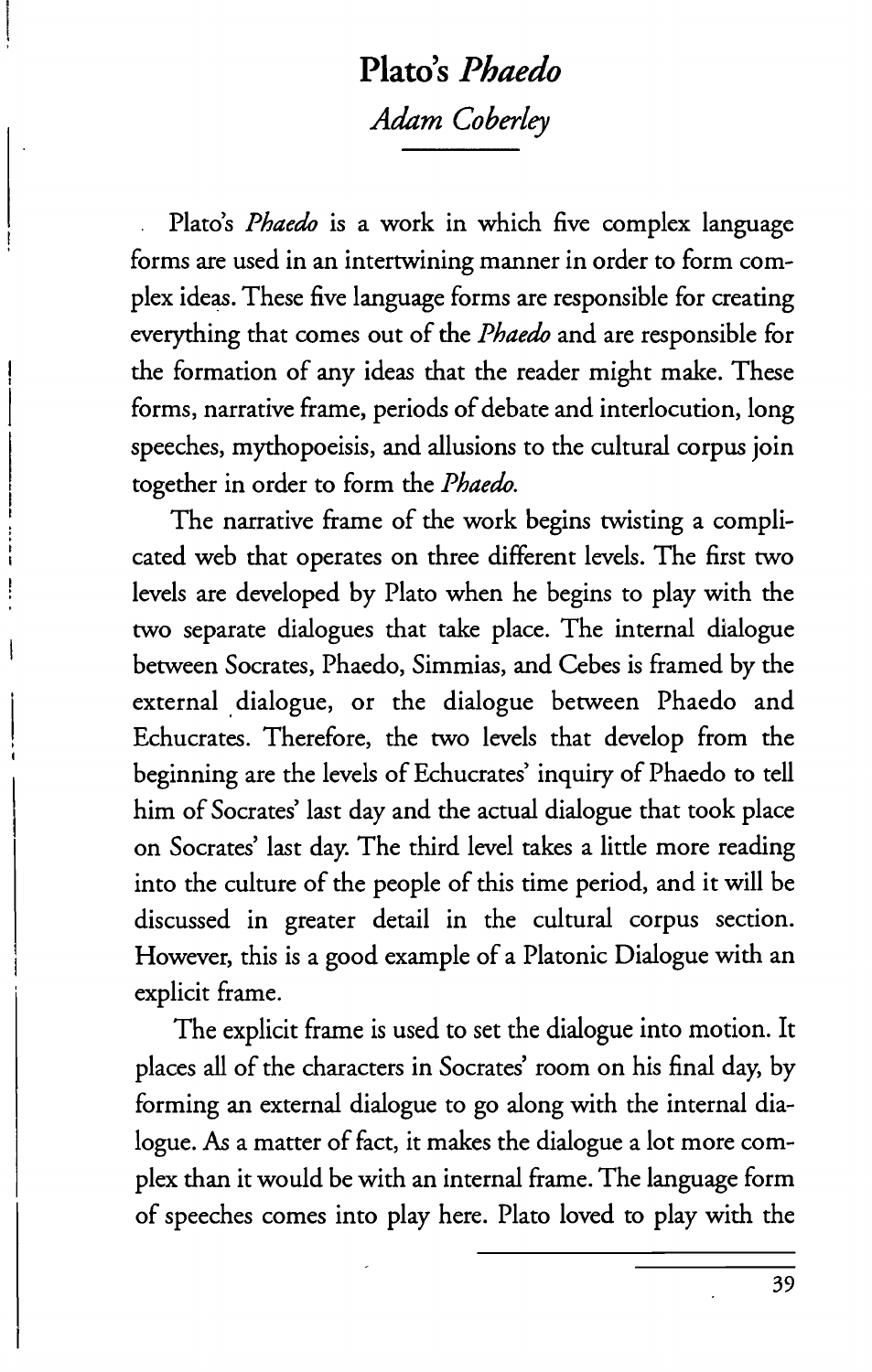# Plato's *Phaedo*

## *Adam Coberley*

Plato's *Phaedo* is a work in which five complex language forms are used in an intertwining manner in order to form complex ideas. These five language forms are responsible for creating everything that comes out of the *Phaedo* and are responsible for the formation of any ideas that the reader might make. These forms, narrative frame, periods of debate and interlocution, long speeches, mythopoeisis, and allusions to the cultural corpus join together in order to form the *Phaedo*.

The narrative frame of the work begins twisting a complicated web that operates on three different levels. The first two levels are developed by Plato when he begins to play with the two separate dialogues that take place. The internal dialogue between Socrates, Phaedo, Simmias, and Cebes is framed by the external dialogue, or the dialogue between Phaedo and Echucrates. Therefore, the two levels that develop from the beginning are the levels of Echucrates' inquiry of Phaedo to tell him of Socrates' last day and the actual dialogue that took place on Socrates' last day. The third level takes a little more reading into the culture of the people of this time period, and it will be discussed in greater detail in the cultural corpus section. However, this is a good example of a Platonic Dialogue with an explicit frame.

The explicit frame is used to set the dialogue into motion. It places all of the characters in Socrates' room on his final day, by forming an external dialogue to go along with the internal dialogue. As a matter of fact, it makes the dialogue a lot more complex than it would be with an internal frame. The language form of speeches comes into play here. Plato loved to play with the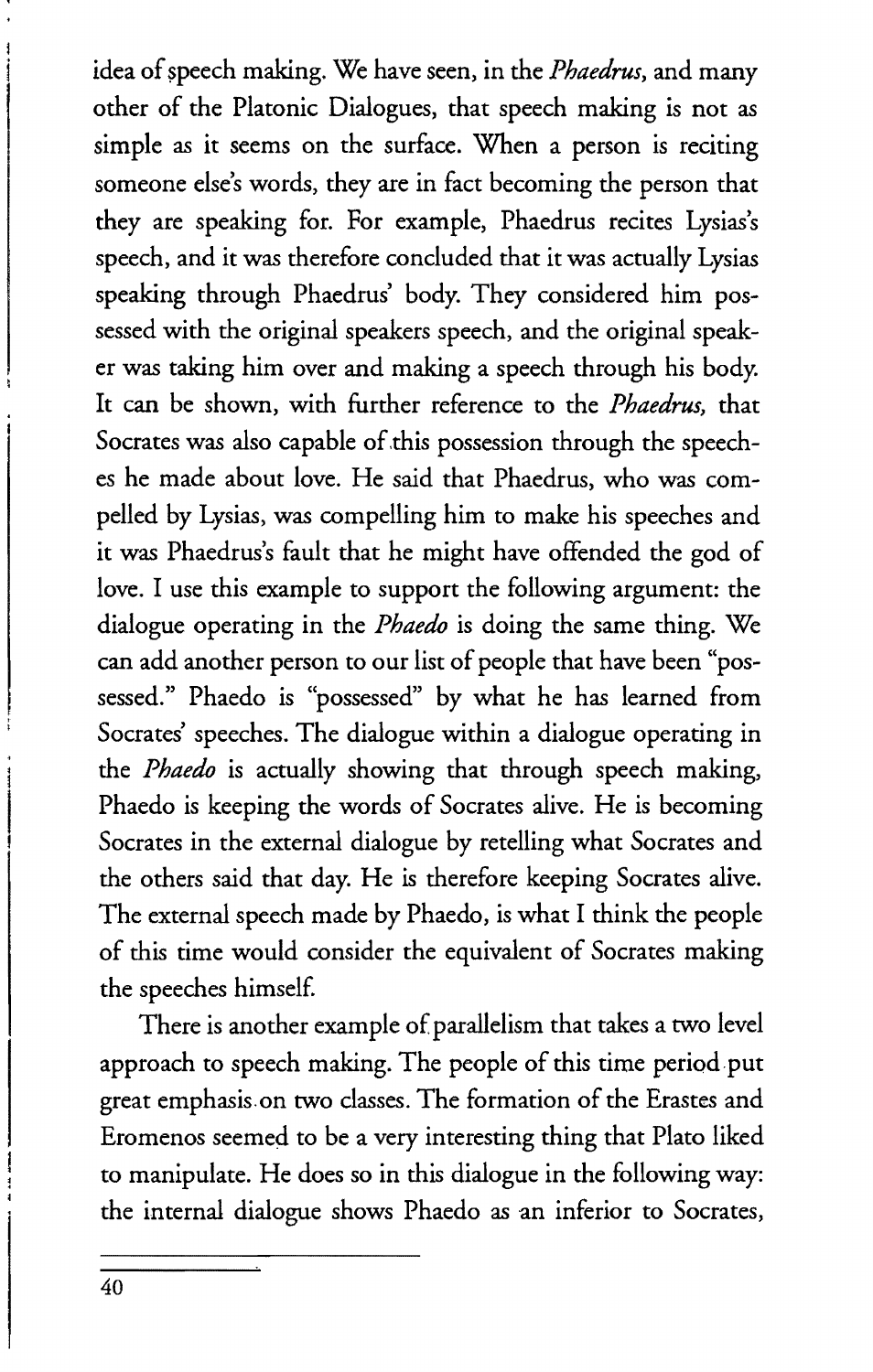idea of speech making. We have seen, in the *Phaedrus*, and many other of the Platonic Dialogues, that speech making is not as simple as it seems on the surface. When a person is reciting someone else's words, they are in fact becoming the person that they are speaking for. For example, Phaedrus recites Lysias's speech, and it was therefore concluded that it was actually Lysias speaking through Phaedrus' body. They considered him possessed with the original speakers speech, and the original speaker was taking him over and making a speech through his body. It can be shown, with further reference to the *Phaedrus*, that Socrates was also capable of this possession through the speeches he made about love. He said that Phaedrus, who was compelled by Lysias, was compelling him to make his speeches and it was Phaedrus's fault that he might have offended the god of love. I use this example to support the following argument: the dialogue operating in the *Phaedo* is doing the same thing. We can add another person to our list of people that have been "possessed." Phaedo is "possessed" by what he has learned from Socrates' speeches. The dialogue within a dialogue operating in the *Phaedo* is actually showing that through speech making, Phaedo is keeping the words of Socrates alive. He is becoming Socrates in the external dialogue by retelling what Socrates and the others said that day. He is therefore keeping Socrates alive. The external speech made by Phaedo, is what I think the people of this time would consider the equivalent of Socrates making the speeches himself.

There is another example of parallelism that takes a two level approach to speech making. The people of this time period put great emphasis on two classes. The formation of the Erastes and Eromenos seemed to be a very interesting thing that Plato liked to manipulate. He does so in this dialogue in the following way: the internal dialogue shows Phaedo as an inferior to Socrates,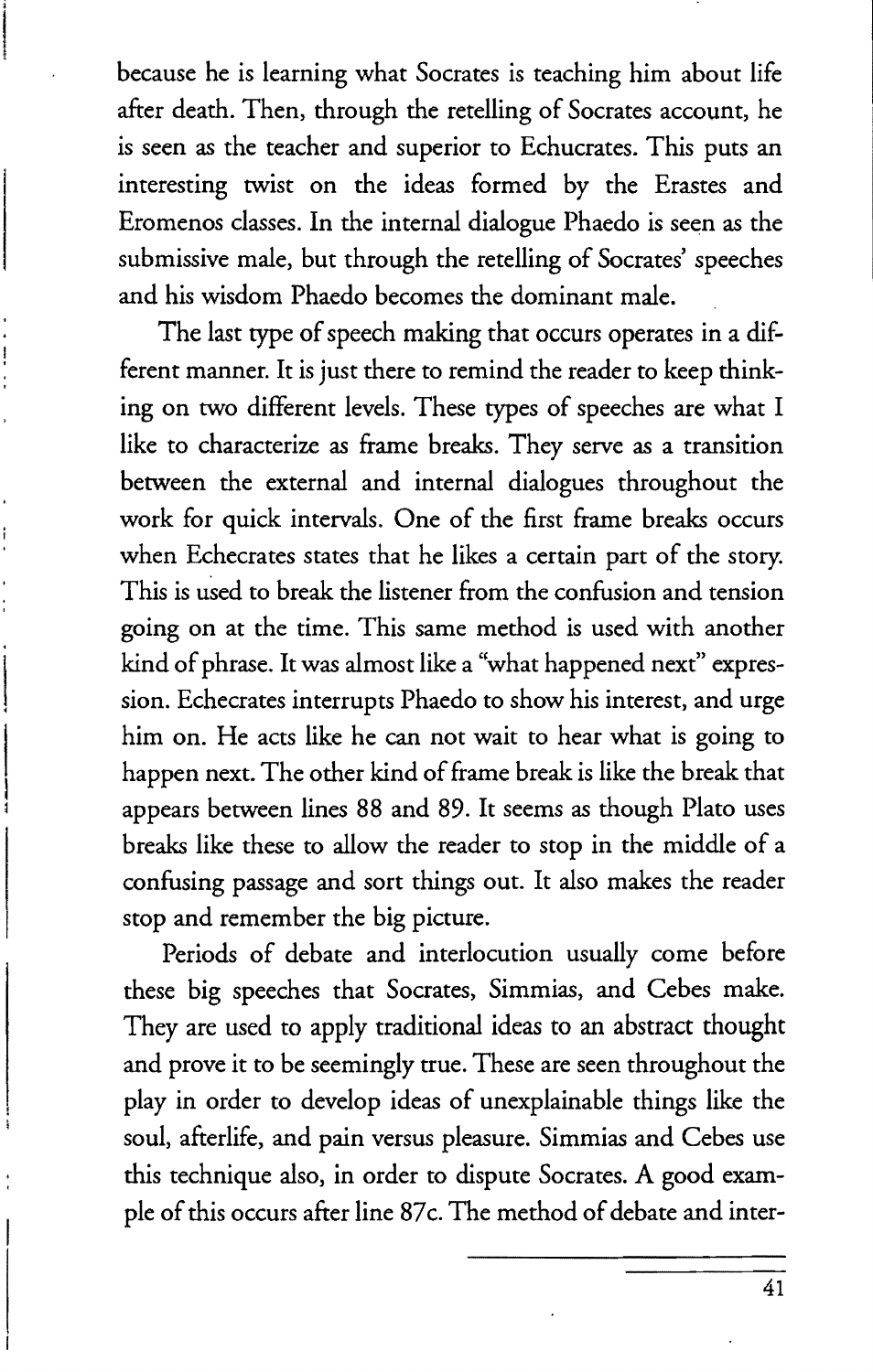because he is learning what Socrates is teaching him about life after death. Then, through the retelling of Socrates account, he is seen as the teacher and superior to Echucrates. This puts an interesting twist on the ideas formed by the Erastes and Eromenos classes. In the internal dialogue Phaedo is seen as the submissive male, but through the retelling of Socrates' speeches and his wisdom Phaedo becomes the dominant male.

The last type of speech making that occurs operates in a different manner. It is just there to remind the reader to keep thinking on two different levels. These types of speeches are what I like to characterize as frame breaks. They serve as a transition between the external and internal dialogues throughout the work for quick intervals. One of the first frame breaks occurs when Echecrates states that he likes a certain part of the story. This is used to break the listener from the confusion and tension going on at the time. This same method is used with another kind of phrase. It was almost like a "what happened next" expression. Echecrates interrupts Phaedo to show his interest, and urge him on. He acts like he can not wait to hear what is going to happen next. The other kind of frame break is like the break that appears between lines 88 and 89. It seems as though Plato uses breaks like these to allow the reader to stop in the middle of a confusing passage and sort things out. It also makes the reader stop and remember the big picture.

Periods of debate and interlocution usually come before these big speeches that Socrates, Simmias, and Cebes make. They are used to apply traditional ideas to an abstract thought and prove it to be seemingly true. These are seen throughout the play in order to develop ideas of unexplainable things like the soul, afterlife, and pain versus pleasure. Simmias and Cebes use this technique also, in order to dispute Socrates. A good example of this occurs after line 87c. The method of debate and inter-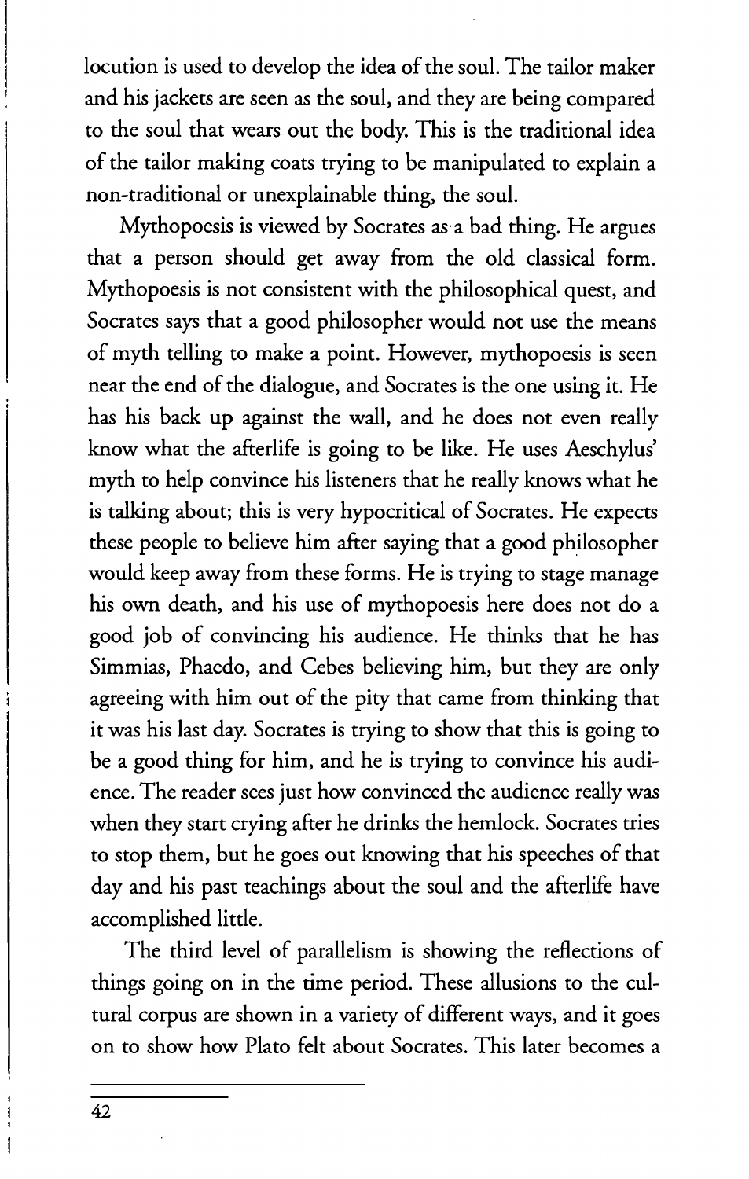locution is used to develop the idea of the soul. The tailor maker and his jackets are seen as the soul, and they are being compared to the soul that wears out the body. This is the traditional idea of the tailor making coats trying to be manipulated to explain a non-traditional or unexplainable thing, the soul.

Mythopoesis is viewed by Socrates as a bad thing. He argues that a person should get away from the old classical form. Mythopoesis is not consistent with the philosophical quest, and Socrates says that a good philosopher would not use the means of myth telling to make a point. However, mythopoesis is seen near the end of the dialogue, and Socrates is the one using it. He has his back up against the wall, and he does not even really know what the afterlife is going to be like. He uses Aeschylus' myth to help convince his listeners that he really knows what he is talking about; this is very hypocritical of Socrates. He expects these people to believe him after saying that a good philosopher would keep away from these forms. He is trying to stage manage his own death, and his use of mythopoesis here does not do a good job of convincing his audience. He thinks that he has Simmias, Phaedo, and Cebes believing him, but they are only agreeing with him out of the pity that came from thinking that it was his last day. Socrates is trying to show that this is going to be a good thing for him, and he is trying to convince his audience. The reader sees just how convinced the audience really was when they start crying after he drinks the hemlock. Socrates tries to stop them, but he goes out knowing that his speeches of that day and his past teachings about the soul and the afterlife have accomplished little.

The third level of parallelism is showing the reflections of things going on in the time period. These allusions to the cultural corpus are shown in a variety of different ways, and it goes on to show how Plato felt about Socrates. This later becomes a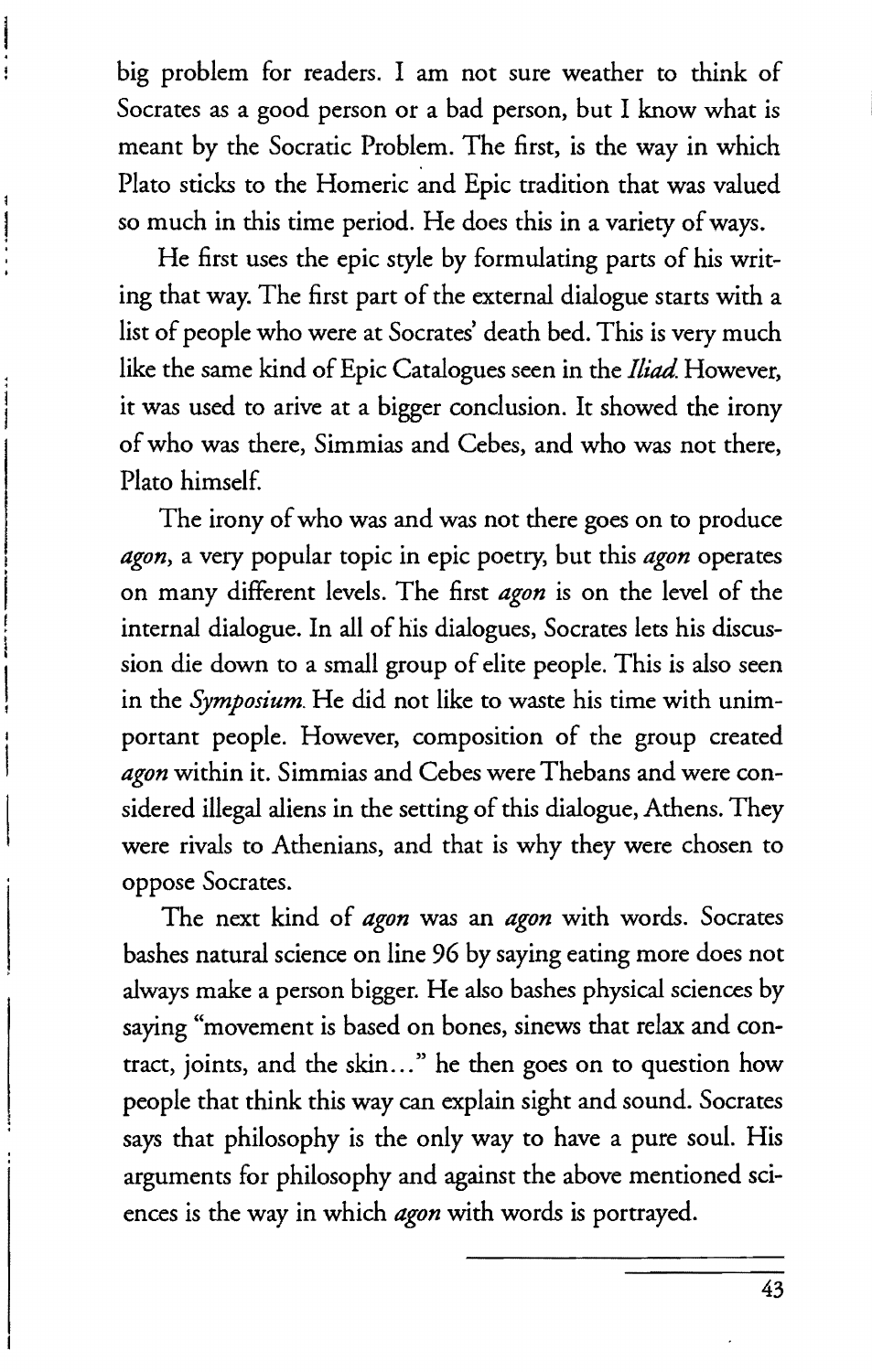big problem for readers. I am not sure weather to think of Socrates as a good person or a bad person, but I know what is meant by the Socratic Problem. The first, is the way in which Plato sticks to the Homeric and Epic tradition that was valued so much in this time period. He does this in a variety of ways.

He first uses the epic style by formulating parts of his writing that way. The first part of the external dialogue starts with a list of people who were at Socrates' death bed. This is very much like the same kind of Epic Catalogues seen in the *Iliad*. However, it was used to arive at a bigger conclusion. It showed the irony of who was there, Simmias and Cebes, and who was not there, Plato himself.

The irony of who was and was not there goes on to produce *agon*, a very popular topic in epic poetry, but this *agon* operates on many different levels. The first *agon* is on the level of the internal dialogue. In all of his dialogues, Socrates lets his discussion die down to a small group of elite people. This is also seen in the *Symposium*. He did not like to waste his time with unimportant people. However, composition of the group created *agon* within it. Simmias and Cebes were Thebans and were considered illegal aliens in the setting of this dialogue, Athens. They were rivals to Athenians, and that is why they were chosen to oppose Socrates.

The next kind of *agon* was an *agon* with words. Socrates bashes natural science on line 96 by saying eating more does not always make a person bigger. He also bashes physical sciences by saying "movement is based on bones, sinews that relax and contract, joints, and the skin..." he then goes on to question how people that think this way can explain sight and sound. Socrates says that philosophy is the only way to have a pure soul. His arguments for philosophy and against the above mentioned sciences is the way in which *agon* with words is portrayed.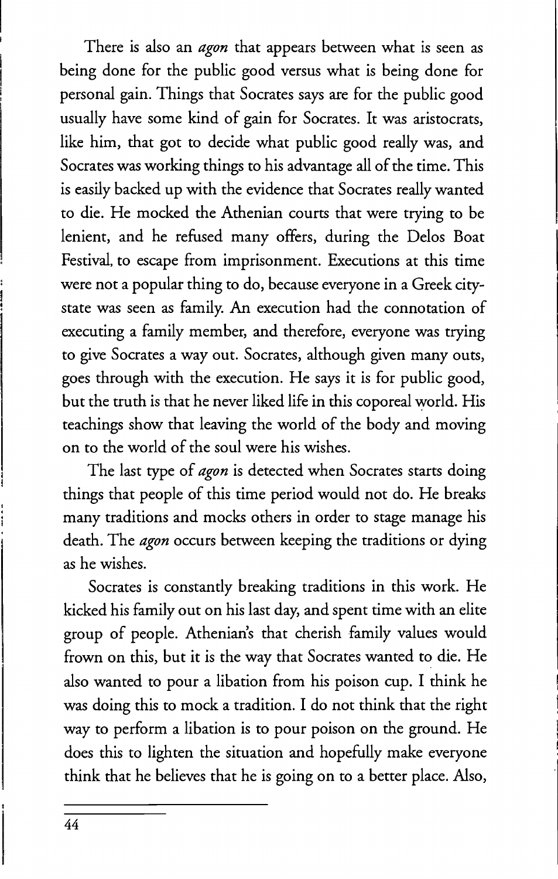There is also an *agon* that appears between what is seen as being done for the public good versus what is being done for personal gain. Things that Socrates says are for the public good usually have some kind of gain for Socrates. It was aristocrats, like him, that got to decide what public good really was, and Socrates was working things to his advantage all of the time. This is easily backed up with the evidence that Socrates really wanted to die. He mocked the Athenian courts that were trying to be lenient, and he refused many offers, during the Delos Boat Festival, to escape from imprisonment. Executions at this time were not a popular thing to do, because everyone in a Greek city-state was seen as family. An execution had the connotation of executing a family member, and therefore, everyone was trying to give Socrates a way out. Socrates, although given many outs, goes through with the execution. He says it is for public good, but the truth is that he never liked life in this coporeal world. His teachings show that leaving the world of the body and moving on to the world of the soul were his wishes.

The last type of *agon* is detected when Socrates starts doing things that people of this time period would not do. He breaks many traditions and mocks others in order to stage manage his death. The *agon* occurs between keeping the traditions or dying as he wishes.

Socrates is constantly breaking traditions in this work. He kicked his family out on his last day, and spent time with an elite group of people. Athenian's that cherish family values would frown on this, but it is the way that Socrates wanted to die. He also wanted to pour a libation from his poison cup. I think he was doing this to mock a tradition. I do not think that the right way to perform a libation is to pour poison on the ground. He does this to lighten the situation and hopefully make everyone think that he believes that he is going on to a better place. Also,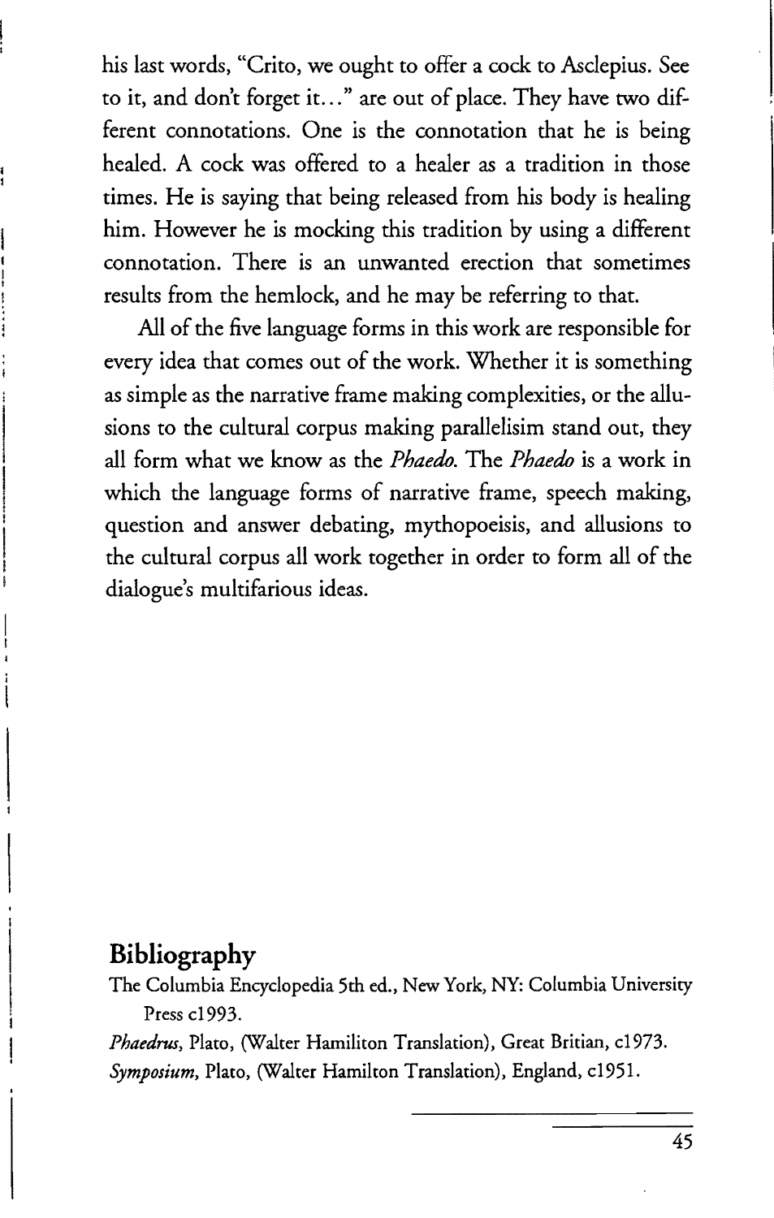his last words, "Crito, we ought to offer a cock to Asclepius. See to it, and don't forget it..." are out of place. They have two different connotations. One is the connotation that he is being healed. A cock was offered to a healer as a tradition in those times. He is saying that being released from his body is healing him. However he is mocking this tradition by using a different connotation. There is an unwanted erection that sometimes results from the hemlock, and he may be referring to that.

All of the five language forms in this work are responsible for every idea that comes out of the work. Whether it is something as simple as the narrative frame making complexities, or the allusions to the cultural corpus making parallelisim stand out, they all form what we know as the *Phaedo*. The *Phaedo* is a work in which the language forms of narrative frame, speech making, question and answer debating, mythopoeisis, and allusions to the cultural corpus all work together in order to form all of the dialogue's multifarious ideas.

## Bibliography

The Columbia Encyclopedia 5th ed., New York, NY: Columbia University Press c1993.

*Phaedrus*, Plato, (Walter Hamiliton Translation), Great Britian, c1973.

*Symposium*, Plato, (Walter Hamilton Translation), England, c1951.